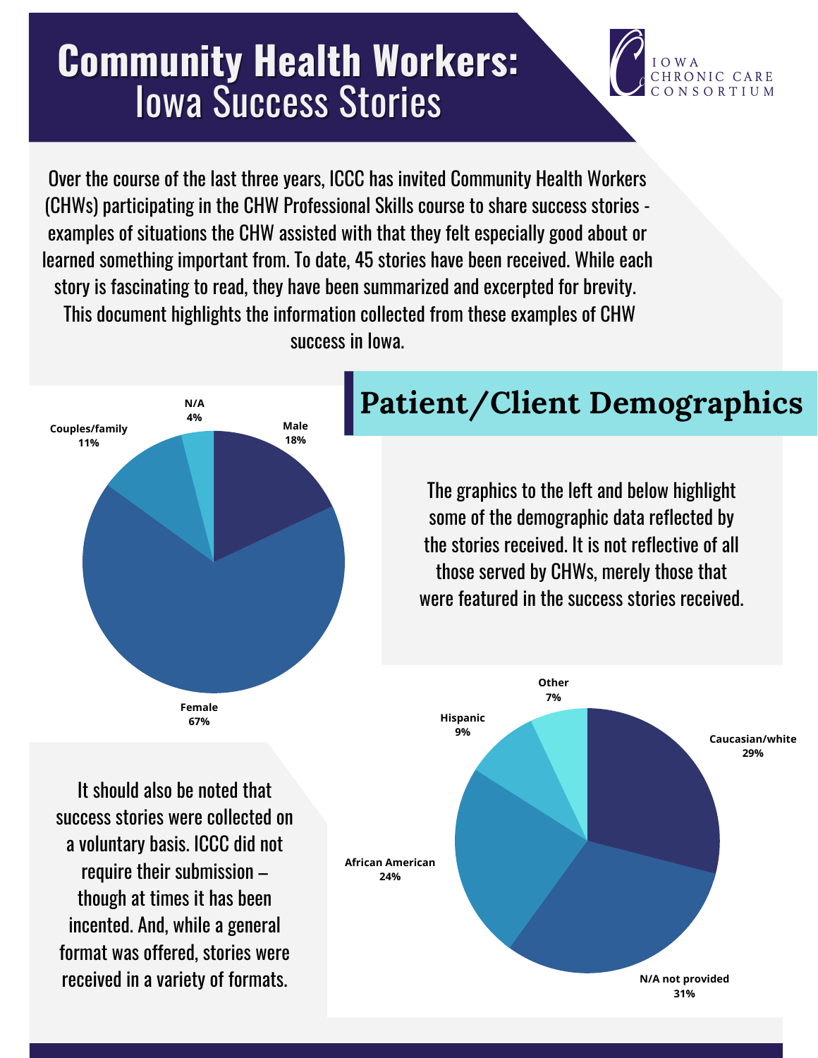# Community Health Workers: Iowa Success Stories

IOWA CHRONIC CARE CONSORTIUM

Over the course of the last three years, ICCC has invited Community Health Workers (CHWs) participating in the CHW Professional Skills course to share success stories - examples of situations the CHW assisted with that they felt especially good about or learned something important from. To date, 45 stories have been received. While each story is fascinating to read, they have been summarized and excerpted for brevity. This document highlights the information collected from these examples of CHW success in Iowa.

N/A
4%

Male
18%

Couples/family
11%

Female
67%

## Patient/Client Demographics

The graphics to the left and below highlight some of the demographic data reflected by the stories received. It is not reflective of all those served by CHWs, merely those that were featured in the success stories received.

It should also be noted that success stories were collected on a voluntary basis. ICCC did not require their submission – though at times it has been incented. And, while a general format was offered, stories were received in a variety of formats.

Other
7%

Hispanic
9%

Caucasian/white
29%

African American
24%

N/A not provided
31%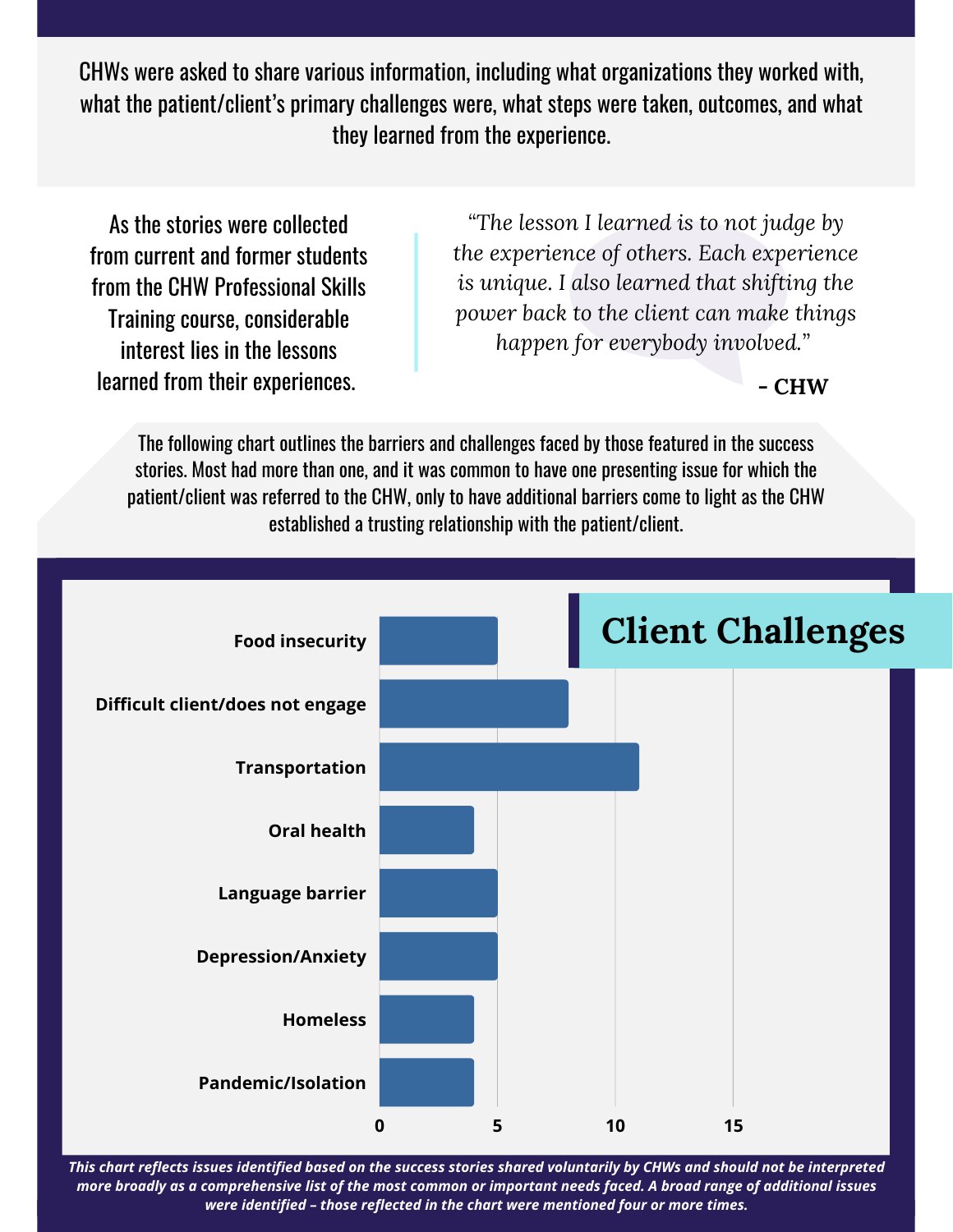CHWs were asked to share various information, including what organizations they worked with, what the patient/client's primary challenges were, what steps were taken, outcomes, and what they learned from the experience.

As the stories were collected from current and former students from the CHW Professional Skills Training course, considerable interest lies in the lessons learned from their experiences.

*"The lesson I learned is to not judge by the experience of others. Each experience is unique. I also learned that shifting the power back to the client can make things happen for everybody involved."*

**- CHW**

The following chart outlines the barriers and challenges faced by those featured in the success stories. Most had more than one, and it was common to have one presenting issue for which the patient/client was referred to the CHW, only to have additional barriers come to light as the CHW established a trusting relationship with the patient/client.

## Client Challenges

Food insecurity
Difficult client/does not engage
Transportation
Oral health
Language barrier
Depression/Anxiety
Homeless
Pandemic/Isolation

0
5
10
15

***This chart reflects issues identified based on the success stories shared voluntarily by CHWs and should not be interpreted more broadly as a comprehensive list of the most common or important needs faced. A broad range of additional issues were identified – those reflected in the chart were mentioned four or more times.***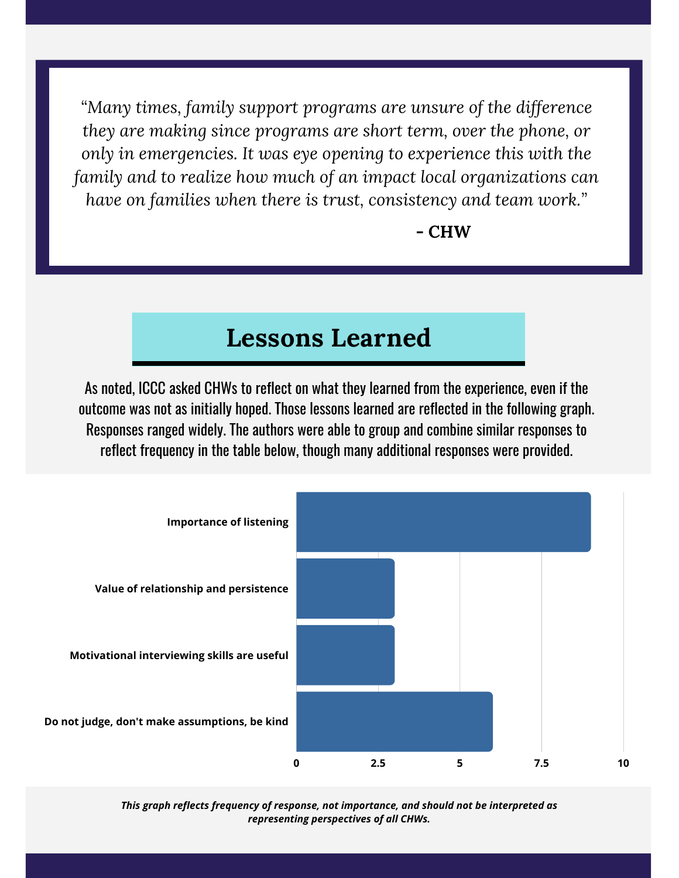> *"Many times, family support programs are unsure of the difference they are making since programs are short term, over the phone, or only in emergencies. It was eye opening to experience this with the family and to realize how much of an impact local organizations can have on families when there is trust, consistency and team work."*
>
> **- CHW**

## Lessons Learned

As noted, ICCC asked CHWs to reflect on what they learned from the experience, even if the outcome was not as initially hoped. Those lessons learned are reflected in the following graph. Responses ranged widely. The authors were able to group and combine similar responses to reflect frequency in the table below, though many additional responses were provided.

Importance of listening

Value of relationship and persistence

Motivational interviewing skills are useful

Do not judge, don't make assumptions, be kind

0
2.5
5
7.5
10

***This graph reflects frequency of response, not importance, and should not be interpreted as representing perspectives of all CHWs.***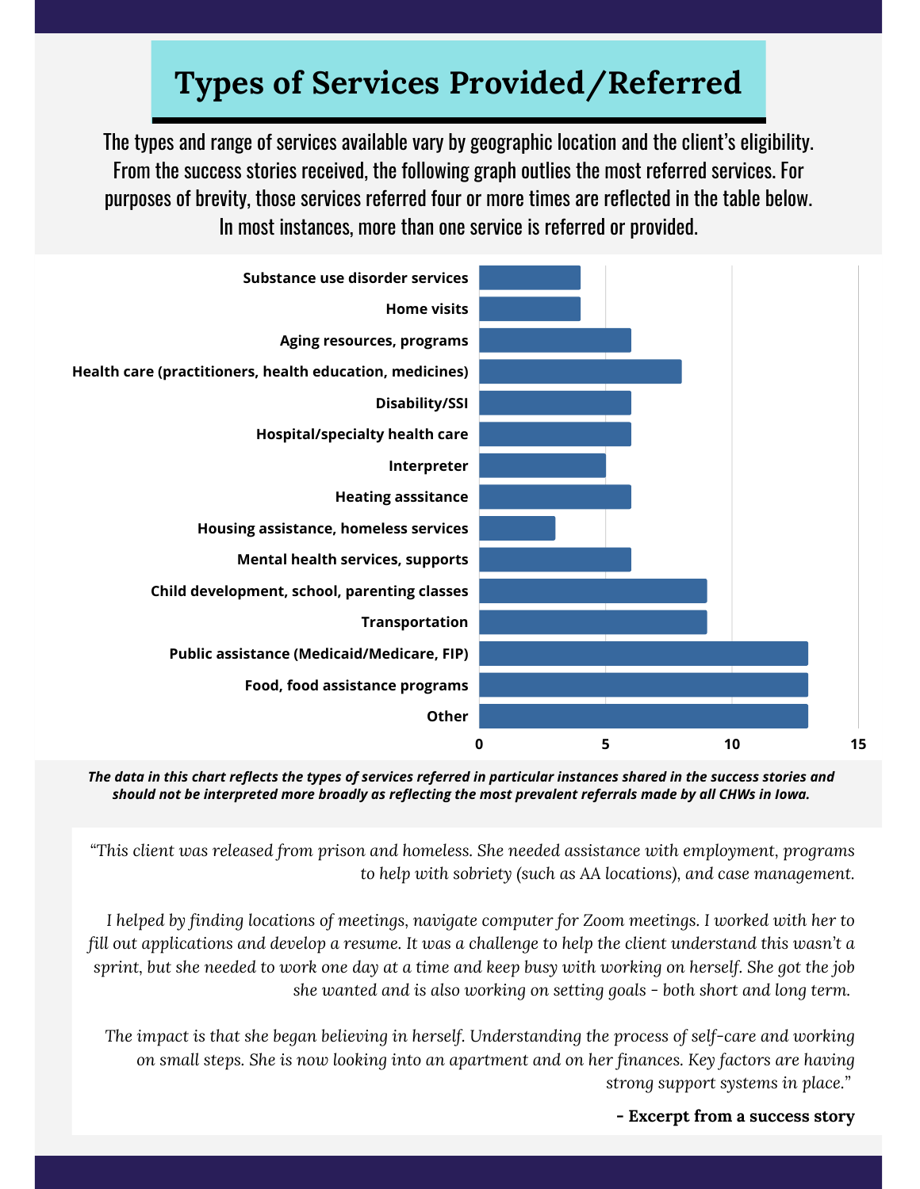# Types of Services Provided/Referred

The types and range of services available vary by geographic location and the client's eligibility. From the success stories received, the following graph outlies the most referred services. For purposes of brevity, those services referred four or more times are reflected in the table below. In most instances, more than one service is referred or provided.

Substance use disorder services
Home visits
Aging resources, programs
Health care (practitioners, health education, medicines)
Disability/SSI
Hospital/specialty health care
Interpreter
Heating asssitance
Housing assistance, homeless services
Mental health services, supports
Child development, school, parenting classes
Transportation
Public assistance (Medicaid/Medicare, FIP)
Food, food assistance programs
Other

0
5
10
15

***The data in this chart reflects the types of services referred in particular instances shared in the success stories and should not be interpreted more broadly as reflecting the most prevalent referrals made by all CHWs in Iowa.***

*"This client was released from prison and homeless. She needed assistance with employment, programs to help with sobriety (such as AA locations), and case management.*

*I helped by finding locations of meetings, navigate computer for Zoom meetings. I worked with her to fill out applications and develop a resume. It was a challenge to help the client understand this wasn't a sprint, but she needed to work one day at a time and keep busy with working on herself. She got the job she wanted and is also working on setting goals - both short and long term.*

*The impact is that she began believing in herself. Understanding the process of self-care and working on small steps. She is now looking into an apartment and on her finances. Key factors are having strong support systems in place."*

**- Excerpt from a success story**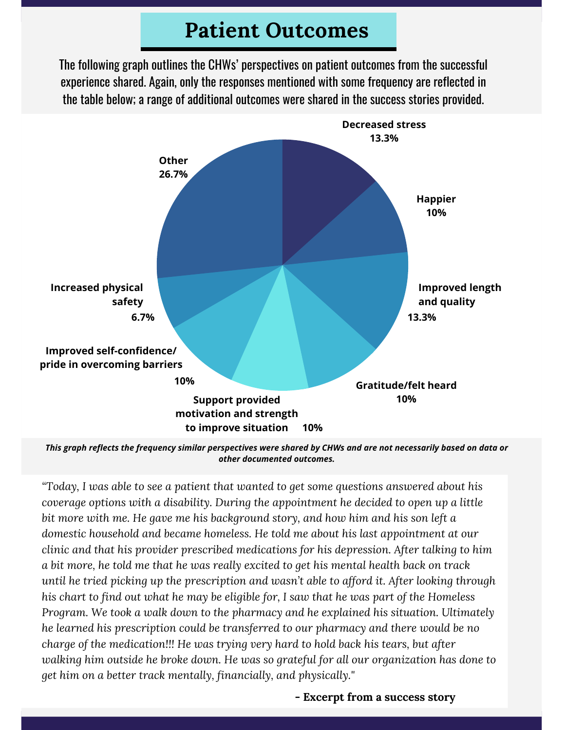# Patient Outcomes

The following graph outlines the CHWs' perspectives on patient outcomes from the successful experience shared. Again, only the responses mentioned with some frequency are reflected in the table below; a range of additional outcomes were shared in the success stories provided.

Decreased stress 13.3%

Happier 10%

Improved length and quality 13.3%

Gratitude/felt heard 10%

Support provided motivation and strength to improve situation 10%

Improved self-confidence/ pride in overcoming barriers 10%

Increased physical safety 6.7%

Other 26.7%

***This graph reflects the frequency similar perspectives were shared by CHWs and are not necessarily based on data or other documented outcomes.***

*"Today, I was able to see a patient that wanted to get some questions answered about his coverage options with a disability. During the appointment he decided to open up a little bit more with me. He gave me his background story, and how him and his son left a domestic household and became homeless. He told me about his last appointment at our clinic and that his provider prescribed medications for his depression. After talking to him a bit more, he told me that he was really excited to get his mental health back on track until he tried picking up the prescription and wasn't able to afford it. After looking through his chart to find out what he may be eligible for, I saw that he was part of the Homeless Program. We took a walk down to the pharmacy and he explained his situation. Ultimately he learned his prescription could be transferred to our pharmacy and there would be no charge of the medication!!! He was trying very hard to hold back his tears, but after walking him outside he broke down. He was so grateful for all our organization has done to get him on a better track mentally, financially, and physically."*

**- Excerpt from a success story**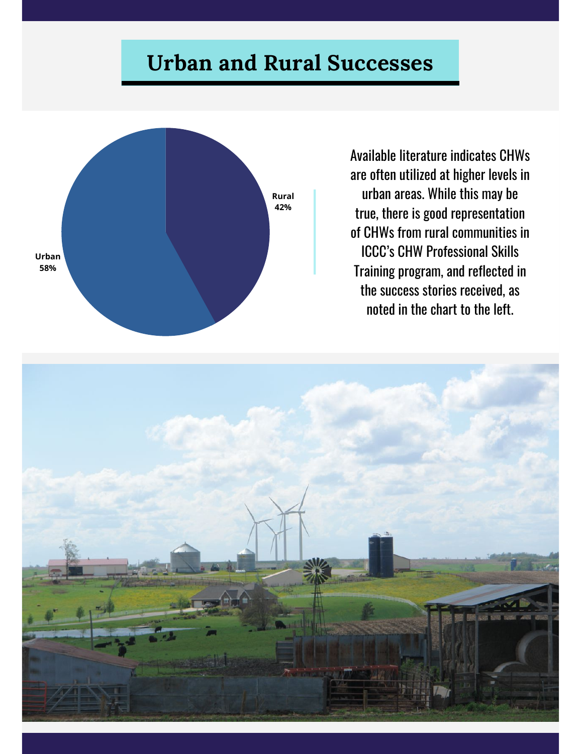# Urban and Rural Successes

Rural 42%

Urban 58%

Available literature indicates CHWs are often utilized at higher levels in urban areas. While this may be true, there is good representation of CHWs from rural communities in ICCC's CHW Professional Skills Training program, and reflected in the success stories received, as noted in the chart to the left.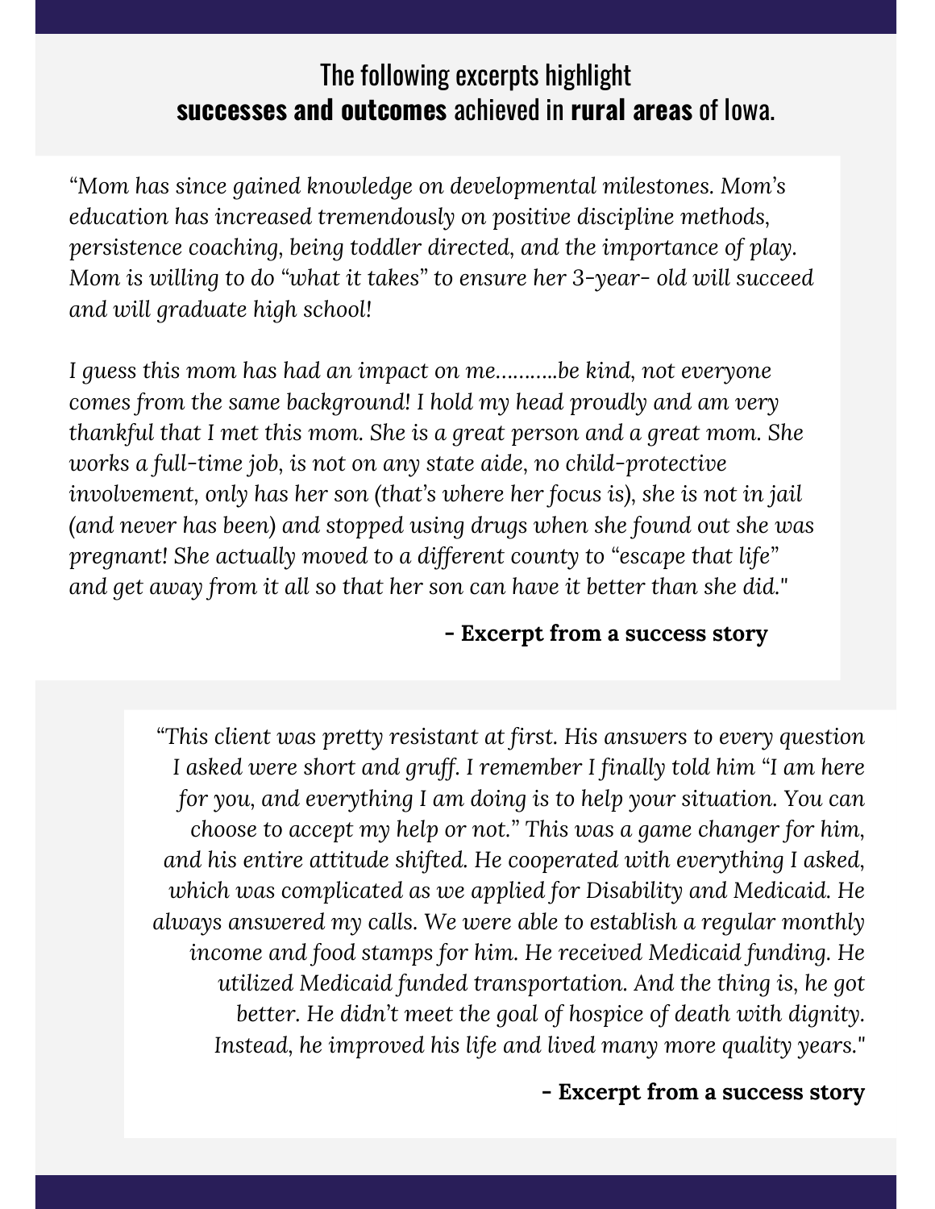The following excerpts highlight **successes and outcomes** achieved in **rural areas** of Iowa.

*"Mom has since gained knowledge on developmental milestones. Mom's education has increased tremendously on positive discipline methods, persistence coaching, being toddler directed, and the importance of play. Mom is willing to do "what it takes" to ensure her 3-year- old will succeed and will graduate high school!*

*I guess this mom has had an impact on me………..be kind, not everyone comes from the same background! I hold my head proudly and am very thankful that I met this mom. She is a great person and a great mom. She works a full-time job, is not on any state aide, no child-protective involvement, only has her son (that's where her focus is), she is not in jail (and never has been) and stopped using drugs when she found out she was pregnant! She actually moved to a different county to "escape that life" and get away from it all so that her son can have it better than she did."*

**- Excerpt from a success story**

*"This client was pretty resistant at first. His answers to every question I asked were short and gruff. I remember I finally told him "I am here for you, and everything I am doing is to help your situation. You can choose to accept my help or not." This was a game changer for him, and his entire attitude shifted. He cooperated with everything I asked, which was complicated as we applied for Disability and Medicaid. He always answered my calls. We were able to establish a regular monthly income and food stamps for him. He received Medicaid funding. He utilized Medicaid funded transportation. And the thing is, he got better. He didn't meet the goal of hospice of death with dignity. Instead, he improved his life and lived many more quality years."*

**- Excerpt from a success story**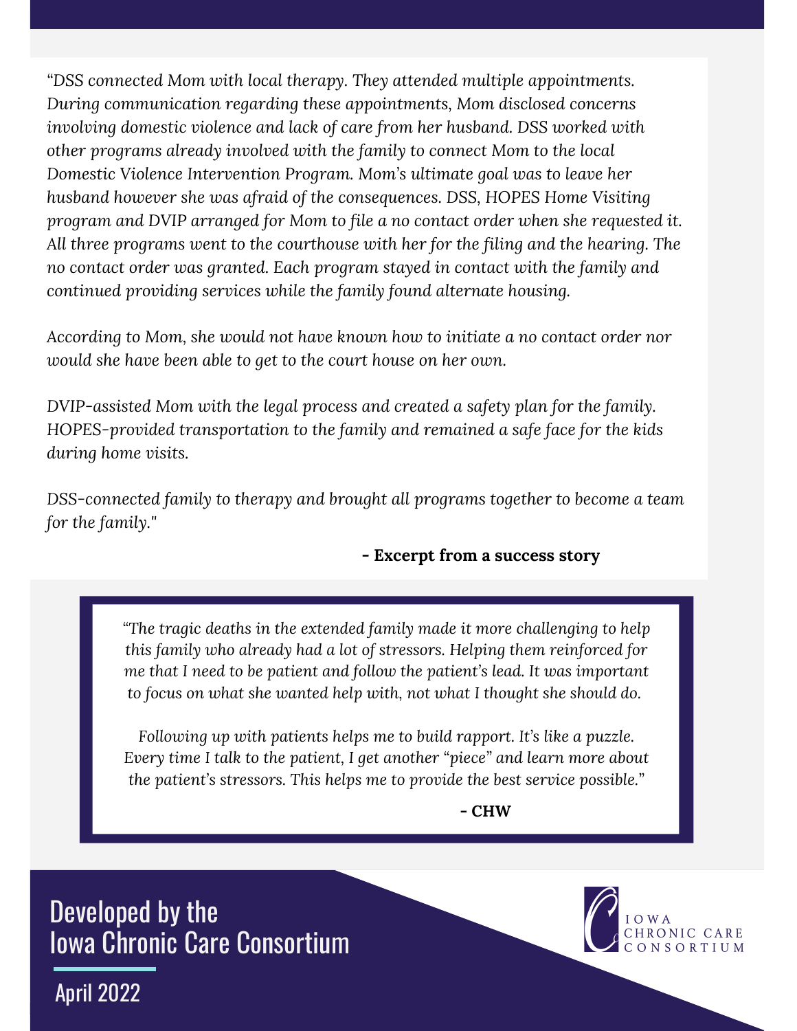*"DSS connected Mom with local therapy. They attended multiple appointments. During communication regarding these appointments, Mom disclosed concerns involving domestic violence and lack of care from her husband. DSS worked with other programs already involved with the family to connect Mom to the local Domestic Violence Intervention Program. Mom's ultimate goal was to leave her husband however she was afraid of the consequences. DSS, HOPES Home Visiting program and DVIP arranged for Mom to file a no contact order when she requested it. All three programs went to the courthouse with her for the filing and the hearing. The no contact order was granted. Each program stayed in contact with the family and continued providing services while the family found alternate housing.*

*According to Mom, she would not have known how to initiate a no contact order nor would she have been able to get to the court house on her own.*

*DVIP-assisted Mom with the legal process and created a safety plan for the family. HOPES-provided transportation to the family and remained a safe face for the kids during home visits.*

*DSS-connected family to therapy and brought all programs together to become a team for the family."*

**- Excerpt from a success story**

*"The tragic deaths in the extended family made it more challenging to help this family who already had a lot of stressors. Helping them reinforced for me that I need to be patient and follow the patient's lead. It was important to focus on what she wanted help with, not what I thought she should do.*

*Following up with patients helps me to build rapport. It's like a puzzle. Every time I talk to the patient, I get another "piece" and learn more about the patient's stressors. This helps me to provide the best service possible."*

**- CHW**

Developed by the
Iowa Chronic Care Consortium

April 2022

IOWA CHRONIC CARE CONSORTIUM